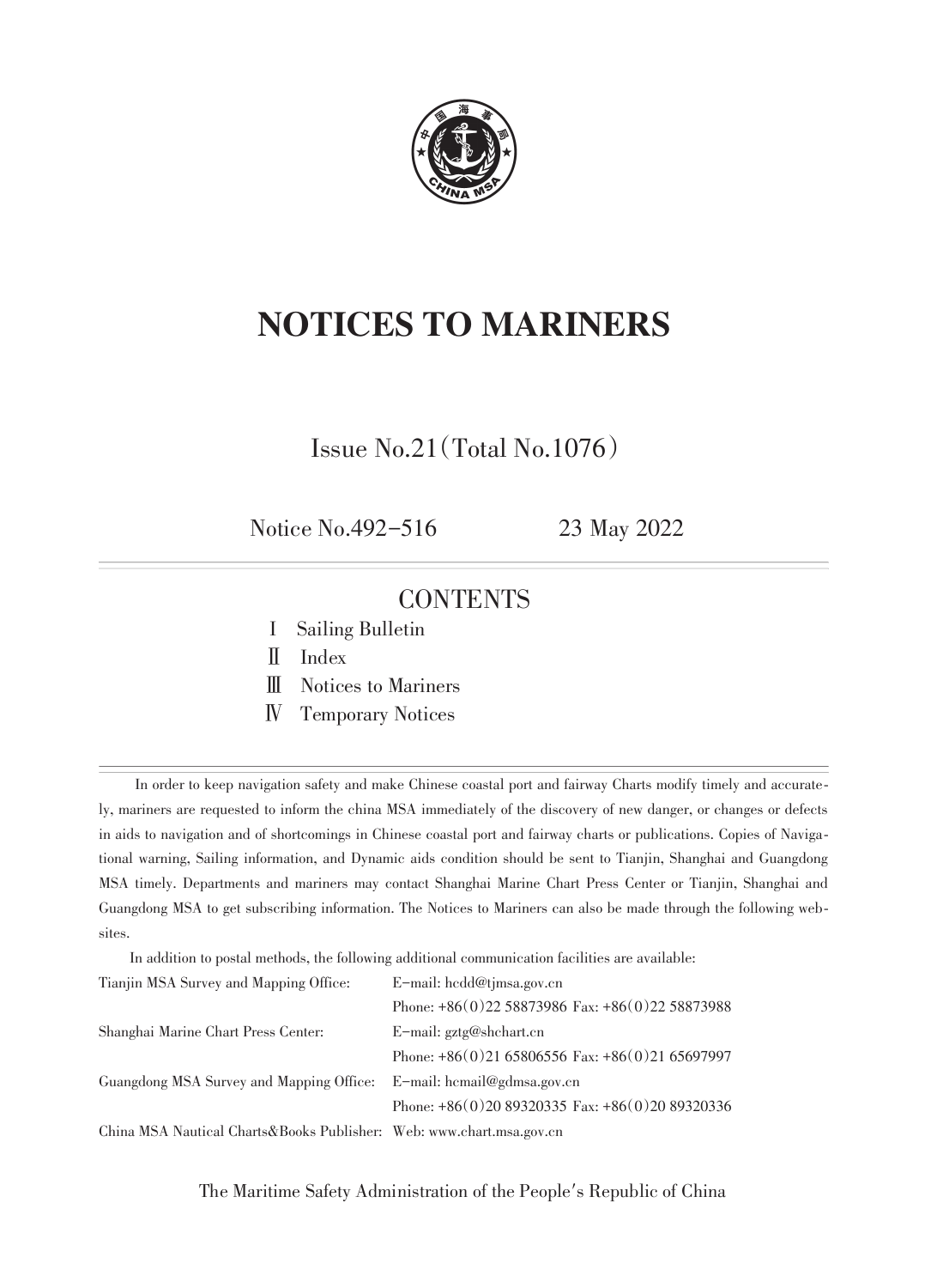# NOTICES TO MARINERS

Issue No.21(Total No.1076)

Notice No.492-516　　　　23 May 2022

## CONTENTS

Ⅰ　Sailing Bulletin

Ⅱ　Index

Ⅲ　Notices to Mariners

Ⅳ　Temporary Notices

In order to keep navigation safety and make Chinese coastal port and fairway Charts modify timely and accurately, mariners are requested to inform the china MSA immediately of the discovery of new danger, or changes or defects in aids to navigation and of shortcomings in Chinese coastal port and fairway charts or publications. Copies of Navigational warning, Sailing information, and Dynamic aids condition should be sent to Tianjin, Shanghai and Guangdong MSA timely. Departments and mariners may contact Shanghai Marine Chart Press Center or Tianjin, Shanghai and Guangdong MSA to get subscribing information. The Notices to Mariners can also be made through the following websites.

In addition to postal methods, the following additional communication facilities are available:

| | |
|---|---|
| Tianjin MSA Survey and Mapping Office: | E-mail: hcdd@tjmsa.gov.cn |
| | Phone: +86(0)22 58873986 Fax: +86(0)22 58873988 |
| Shanghai Marine Chart Press Center: | E-mail: gztg@shchart.cn |
| | Phone: +86(0)21 65806556 Fax: +86(0)21 65697997 |
| Guangdong MSA Survey and Mapping Office: | E-mail: hcmail@gdmsa.gov.cn |
| | Phone: +86(0)20 89320335 Fax: +86(0)20 89320336 |
| China MSA Nautical Charts&Books Publisher: | Web: www.chart.msa.gov.cn |

The Maritime Safety Administration of the People's Republic of China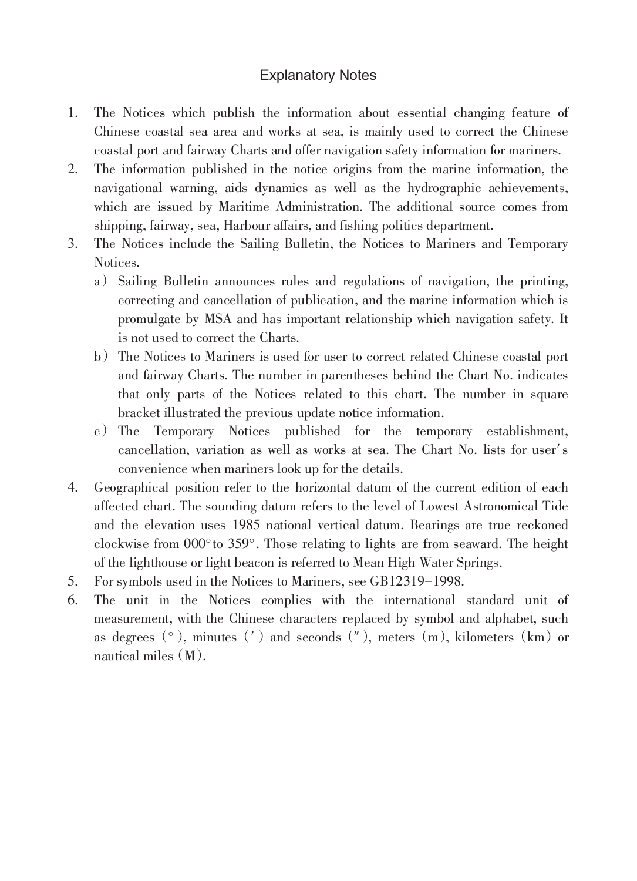# Explanatory Notes

1. The Notices which publish the information about essential changing feature of Chinese coastal sea area and works at sea, is mainly used to correct the Chinese coastal port and fairway Charts and offer navigation safety information for mariners.
2. The information published in the notice origins from the marine information, the navigational warning, aids dynamics as well as the hydrographic achievements, which are issued by Maritime Administration. The additional source comes from shipping, fairway, sea, Harbour affairs, and fishing politics department.
3. The Notices include the Sailing Bulletin, the Notices to Mariners and Temporary Notices.
   a） Sailing Bulletin announces rules and regulations of navigation, the printing, correcting and cancellation of publication, and the marine information which is promulgate by MSA and has important relationship which navigation safety. It is not used to correct the Charts.
   b） The Notices to Mariners is used for user to correct related Chinese coastal port and fairway Charts. The number in parentheses behind the Chart No. indicates that only parts of the Notices related to this chart. The number in square bracket illustrated the previous update notice information.
   c） The Temporary Notices published for the temporary establishment, cancellation, variation as well as works at sea. The Chart No. lists for user′s convenience when mariners look up for the details.
4. Geographical position refer to the horizontal datum of the current edition of each affected chart. The sounding datum refers to the level of Lowest Astronomical Tide and the elevation uses 1985 national vertical datum. Bearings are true reckoned clockwise from 000°to 359°. Those relating to lights are from seaward. The height of the lighthouse or light beacon is referred to Mean High Water Springs.
5. For symbols used in the Notices to Mariners, see GB12319−1998.
6. The unit in the Notices complies with the international standard unit of measurement, with the Chinese characters replaced by symbol and alphabet, such as degrees（°）, minutes（′）and seconds（″）, meters（m）, kilometers（km）or nautical miles（M）.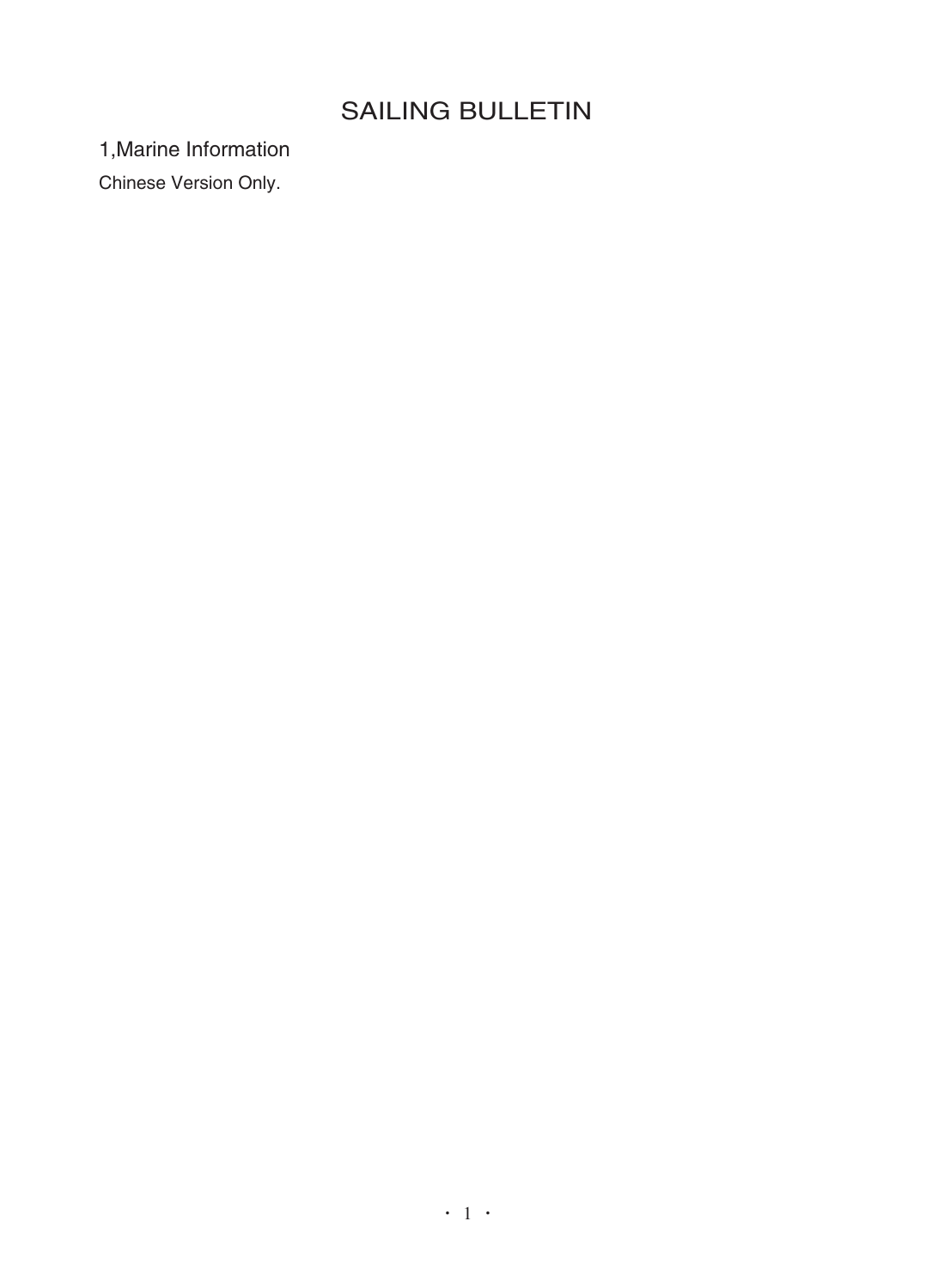# SAILING BULLETIN

## 1,Marine Information

Chinese Version Only.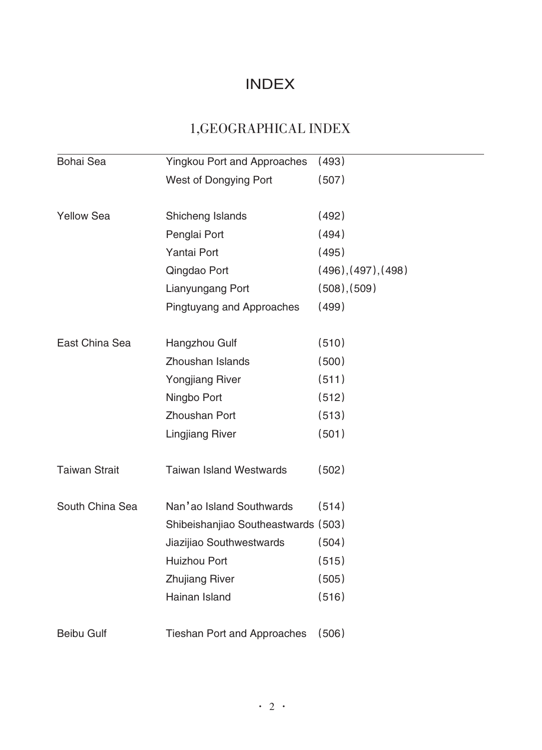# INDEX

## 1,GEOGRAPHICAL INDEX

| | | |
|---|---|---|
| Bohai Sea | Yingkou Port and Approaches | (493) |
| | West of Dongying Port | (507) |
| Yellow Sea | Shicheng Islands | (492) |
| | Penglai Port | (494) |
| | Yantai Port | (495) |
| | Qingdao Port | (496),(497),(498) |
| | Lianyungang Port | (508),(509) |
| | Pingtuyang and Approaches | (499) |
| East China Sea | Hangzhou Gulf | (510) |
| | Zhoushan Islands | (500) |
| | Yongjiang River | (511) |
| | Ningbo Port | (512) |
| | Zhoushan Port | (513) |
| | Lingjiang River | (501) |
| Taiwan Strait | Taiwan Island Westwards | (502) |
| South China Sea | Nan'ao Island Southwards | (514) |
| | Shibeishanjiao Southeastwards | (503) |
| | Jiazijiao Southwestwards | (504) |
| | Huizhou Port | (515) |
| | Zhujiang River | (505) |
| | Hainan Island | (516) |
| Beibu Gulf | Tieshan Port and Approaches | (506) |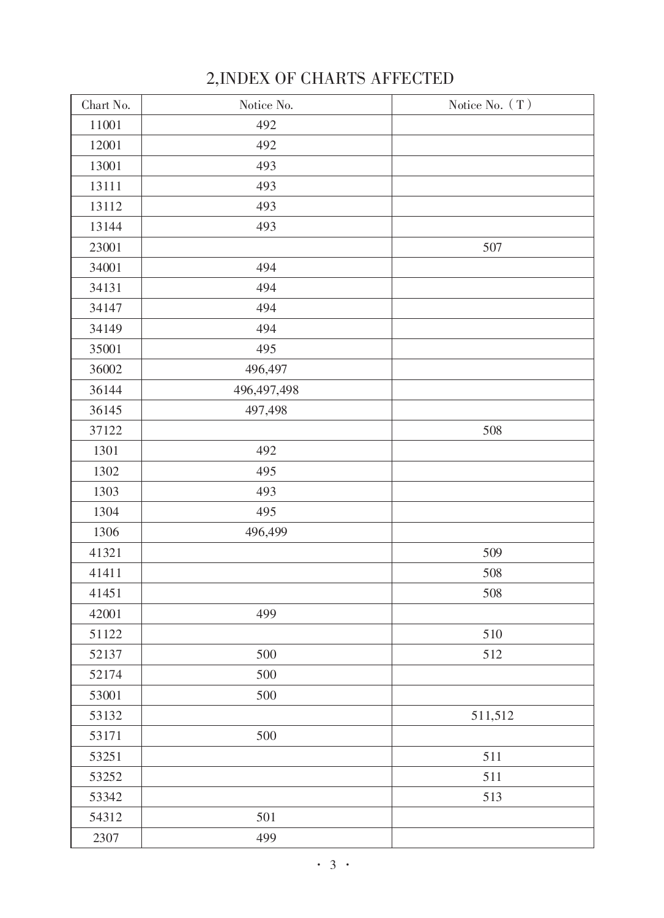## 2,INDEX OF CHARTS AFFECTED

| Chart No. | Notice No. | Notice No.（T） |
|---|---|---|
| 11001 | 492 | |
| 12001 | 492 | |
| 13001 | 493 | |
| 13111 | 493 | |
| 13112 | 493 | |
| 13144 | 493 | |
| 23001 | | 507 |
| 34001 | 494 | |
| 34131 | 494 | |
| 34147 | 494 | |
| 34149 | 494 | |
| 35001 | 495 | |
| 36002 | 496,497 | |
| 36144 | 496,497,498 | |
| 36145 | 497,498 | |
| 37122 | | 508 |
| 1301 | 492 | |
| 1302 | 495 | |
| 1303 | 493 | |
| 1304 | 495 | |
| 1306 | 496,499 | |
| 41321 | | 509 |
| 41411 | | 508 |
| 41451 | | 508 |
| 42001 | 499 | |
| 51122 | | 510 |
| 52137 | 500 | 512 |
| 52174 | 500 | |
| 53001 | 500 | |
| 53132 | | 511,512 |
| 53171 | 500 | |
| 53251 | | 511 |
| 53252 | | 511 |
| 53342 | | 513 |
| 54312 | 501 | |
| 2307 | 499 | |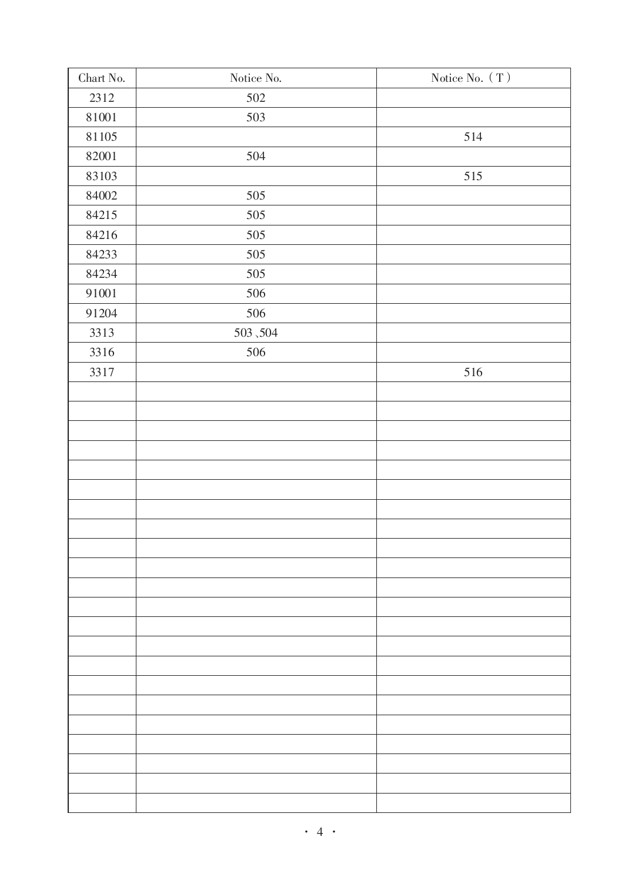| Chart No. | Notice No. | Notice No.（T） |
| --- | --- | --- |
| 2312 | 502 | |
| 81001 | 503 | |
| 81105 | | 514 |
| 82001 | 504 | |
| 83103 | | 515 |
| 84002 | 505 | |
| 84215 | 505 | |
| 84216 | 505 | |
| 84233 | 505 | |
| 84234 | 505 | |
| 91001 | 506 | |
| 91204 | 506 | |
| 3313 | 503、504 | |
| 3316 | 506 | |
| 3317 | | 516 |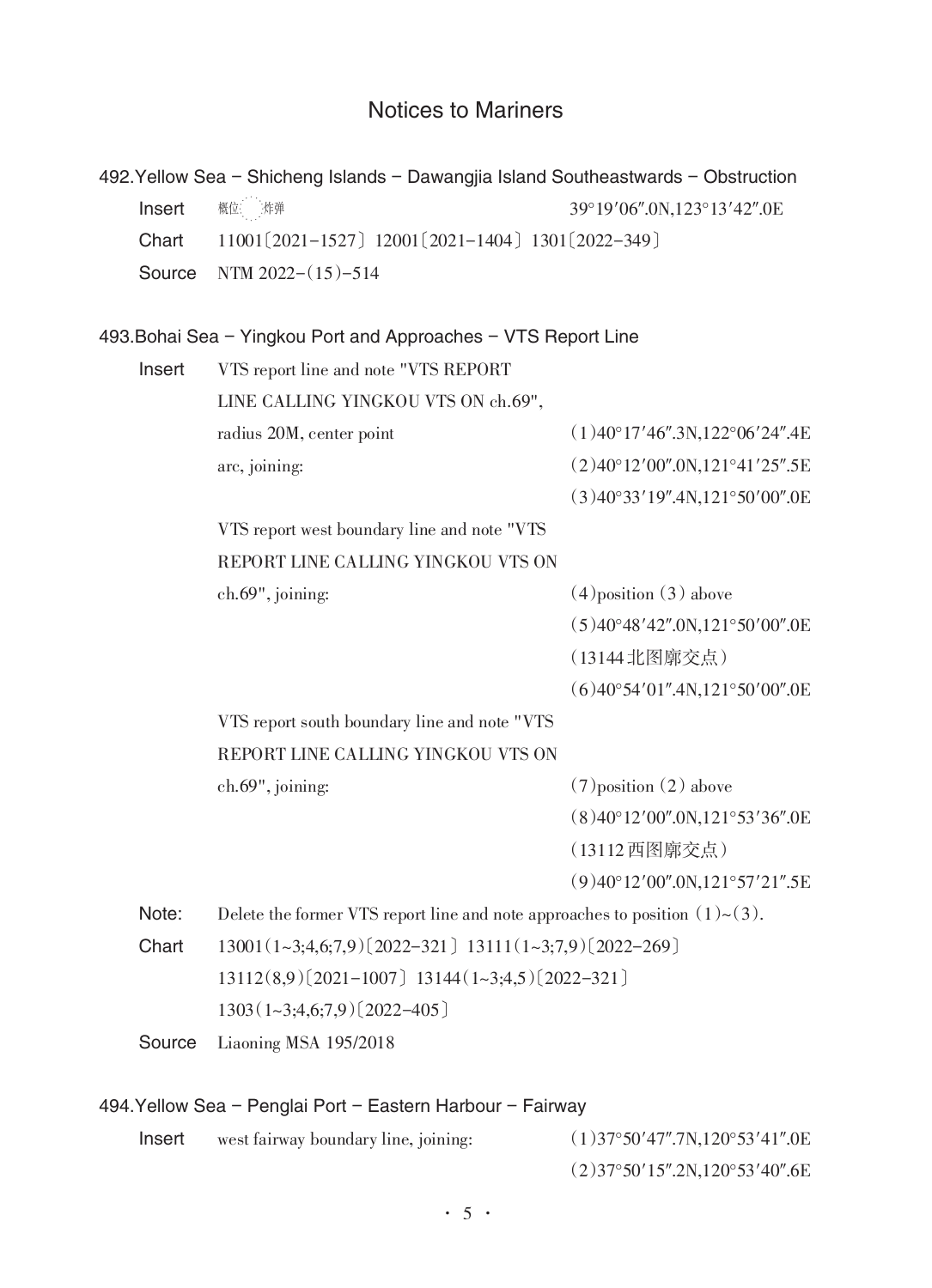# Notices to Mariners

## 492. Yellow Sea – Shicheng Islands – Dawangjia Island Southeastwards – Obstruction

| | | |
|---|---|---|
| Insert | 概位 炸弹 | 39°19′06″.0N,123°13′42″.0E |
| Chart | 11001〔2021-1527〕 12001〔2021-1404〕 1301〔2022-349〕 | |
| Source | NTM 2022-(15)-514 | |

## 493. Bohai Sea – Yingkou Port and Approaches – VTS Report Line

| | | |
|---|---|---|
| Insert | VTS report line and note "VTS REPORT LINE CALLING YINGKOU VTS ON ch.69", radius 20M, center point | (1)40°17′46″.3N,122°06′24″.4E |
| | arc, joining: | (2)40°12′00″.0N,121°41′25″.5E |
| | | (3)40°33′19″.4N,121°50′00″.0E |
| | VTS report west boundary line and note "VTS REPORT LINE CALLING YINGKOU VTS ON ch.69", joining: | (4)position (3) above |
| | | (5)40°48′42″.0N,121°50′00″.0E (13144北图廓交点) |
| | | (6)40°54′01″.4N,121°50′00″.0E |
| | VTS report south boundary line and note "VTS REPORT LINE CALLING YINGKOU VTS ON ch.69", joining: | (7)position (2) above |
| | | (8)40°12′00″.0N,121°53′36″.0E (13112西图廓交点) |
| | | (9)40°12′00″.0N,121°57′21″.5E |
| Note: | Delete the former VTS report line and note approaches to position (1)~(3). | |
| Chart | 13001(1~3;4,6;7,9)〔2022-321〕 13111(1~3;7,9)〔2022-269〕 13112(8,9)〔2021-1007〕 13144(1~3;4,5)〔2022-321〕 1303(1~3;4,6;7,9)〔2022-405〕 | |
| Source | Liaoning MSA 195/2018 | |

## 494. Yellow Sea – Penglai Port – Eastern Harbour – Fairway

| | | |
|---|---|---|
| Insert | west fairway boundary line, joining: | (1)37°50′47″.7N,120°53′41″.0E |
| | | (2)37°50′15″.2N,120°53′40″.6E |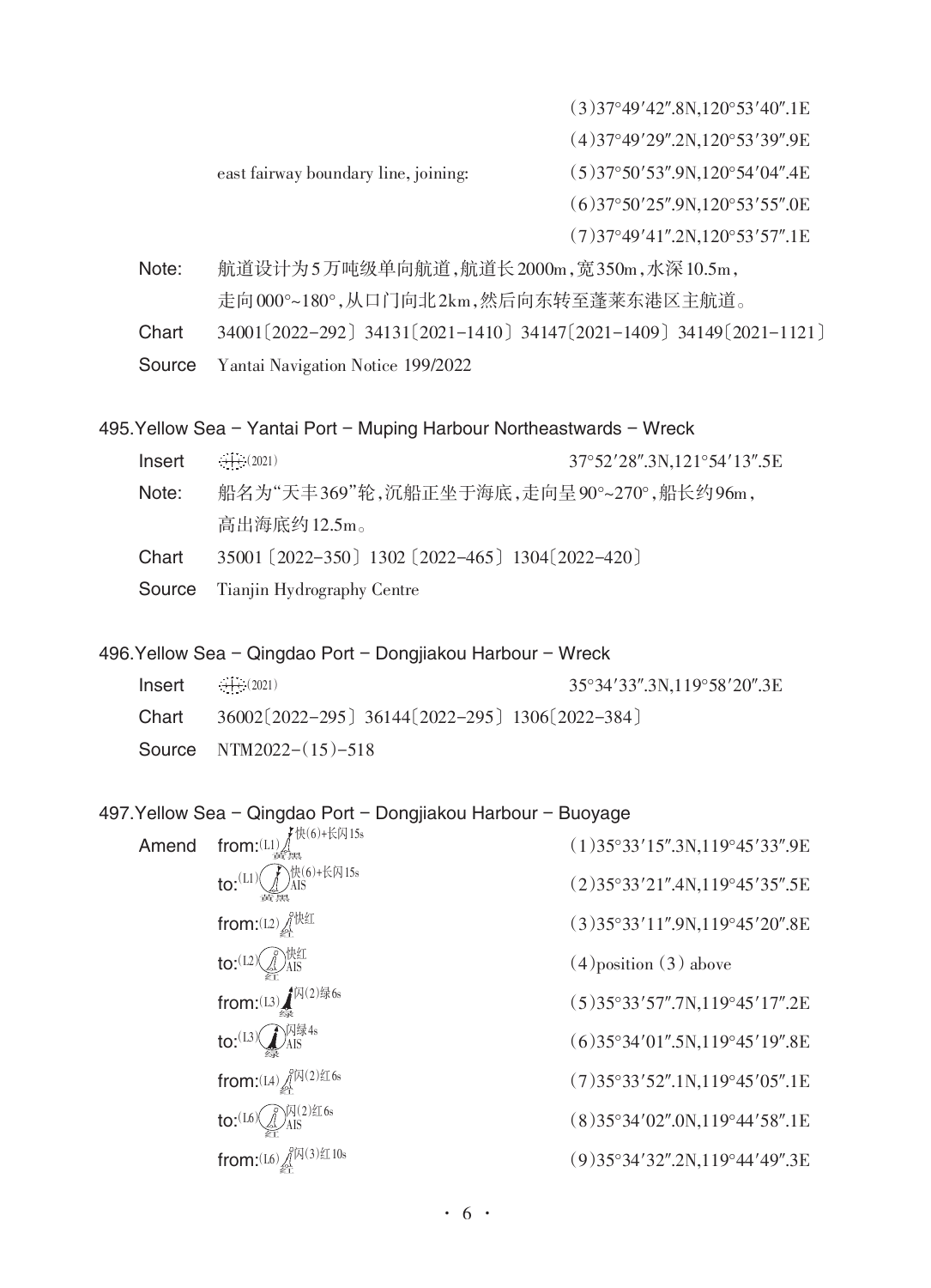(3)37°49′42″.8N,120°53′40″.1E

(4)37°49′29″.2N,120°53′39″.9E

east fairway boundary line, joining: (5)37°50′53″.9N,120°54′04″.4E

(6)37°50′25″.9N,120°53′55″.0E

(7)37°49′41″.2N,120°53′57″.1E

Note: 航道设计为5万吨级单向航道,航道长2000m,宽350m,水深10.5m,走向000°~180°,从口门向北2km,然后向东转至蓬莱东港区主航道。

Chart 34001〔2022-292〕34131〔2021-1410〕34147〔2021-1409〕34149〔2021-1121〕

Source Yantai Navigation Notice 199/2022

### 495.Yellow Sea – Yantai Port – Muping Harbour Northeastwards – Wreck

Insert (2021) 37°52′28″.3N,121°54′13″.5E

Note: 船名为"天丰369"轮,沉船正坐于海底,走向呈90°~270°,船长约96m,高出海底约12.5m。

Chart 35001〔2022-350〕1302〔2022-465〕1304〔2022-420〕

Source Tianjin Hydrography Centre

### 496.Yellow Sea – Qingdao Port – Dongjiakou Harbour – Wreck

Insert (2021) 35°34′33″.3N,119°58′20″.3E

Chart 36002〔2022-295〕36144〔2022-295〕1306〔2022-384〕

Source NTM2022-(15)-518

### 497.Yellow Sea – Qingdao Port – Dongjiakou Harbour – Buoyage

Amend from:(L1) 快(6)+长闪15s 黄黑 (1)35°33′15″.3N,119°45′33″.9E

to:(L1) 快(6)+长闪15s AIS 黄黑 (2)35°33′21″.4N,119°45′35″.5E

from:(L2) 快红 红 (3)35°33′11″.9N,119°45′20″.8E

to:(L2) 快红 AIS 红 (4)position (3) above

from:(L3) 闪(2)绿6s 绿 (5)35°33′57″.7N,119°45′17″.2E

to:(L3) 闪绿4s AIS 绿 (6)35°34′01″.5N,119°45′19″.8E

from:(L4) 闪(2)红6s 红 (7)35°33′52″.1N,119°45′05″.1E

to:(L6) 闪(2)红6s AIS 红 (8)35°34′02″.0N,119°44′58″.1E

from:(L6) 闪(3)红10s 红 (9)35°34′32″.2N,119°44′49″.3E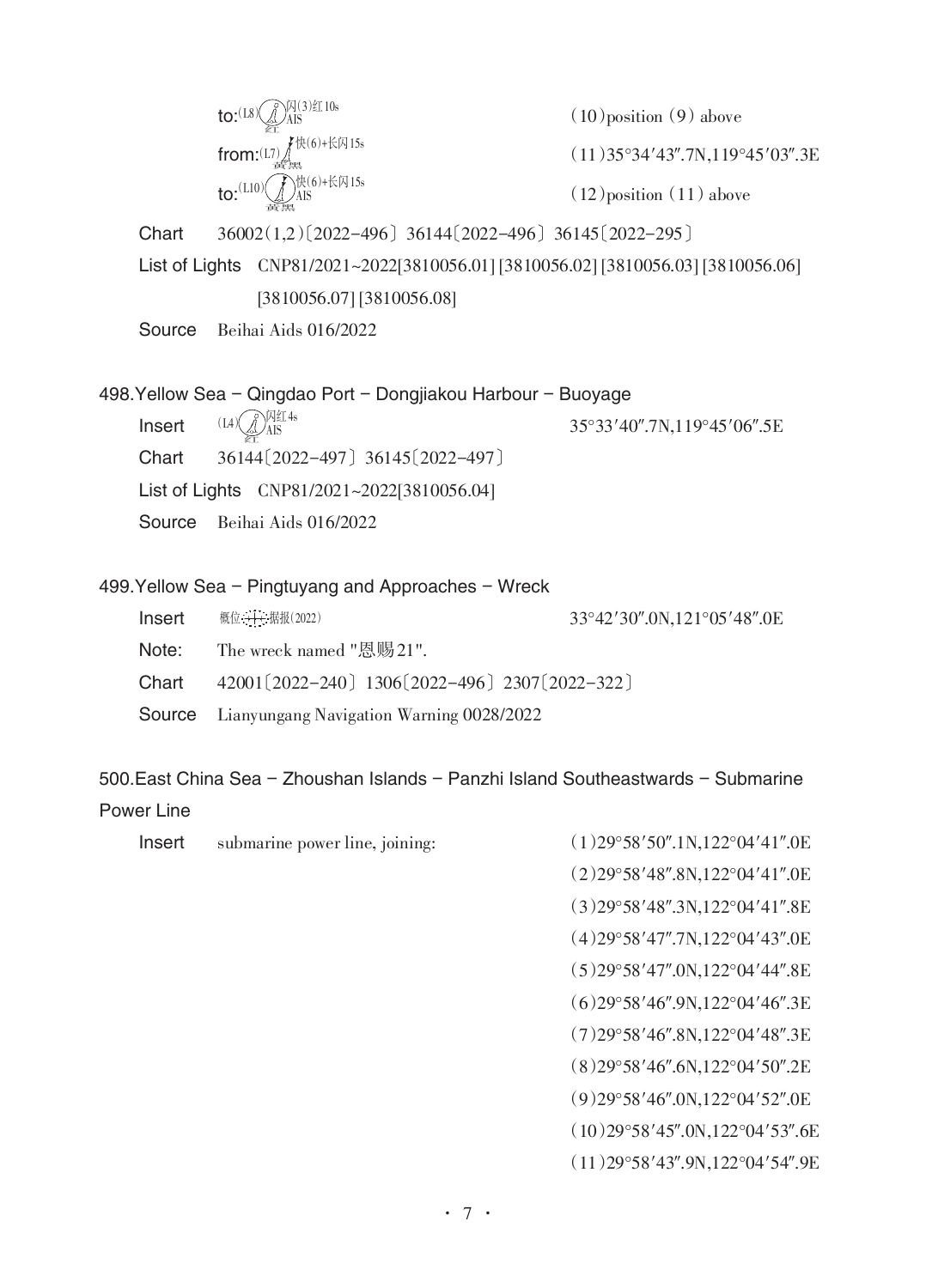to: (L8) 闪(3)红10s AIS 红 | (10) position (9) above

from: (L7) 快(6)+长闪15s 黄黑 | (11) 35°34′43″.7N,119°45′03″.3E

to: (L10) 快(6)+长闪15s AIS 黄黑 | (12) position (11) above

Chart 36002(1,2)〔2022-496〕 36144〔2022-496〕 36145〔2022-295〕

List of Lights CNP81/2021~2022[3810056.01] [3810056.02] [3810056.03] [3810056.06] [3810056.07] [3810056.08]

Source Beihai Aids 016/2022

## 498. Yellow Sea – Qingdao Port – Dongjiakou Harbour – Buoyage

Insert (L4) 闪红4s AIS 红 35°33′40″.7N,119°45′06″.5E

Chart 36144〔2022-497〕 36145〔2022-497〕

List of Lights CNP81/2021~2022[3810056.04]

Source Beihai Aids 016/2022

## 499. Yellow Sea – Pingtuyang and Approaches – Wreck

Insert 概位 据报(2022) 33°42′30″.0N,121°05′48″.0E

Note: The wreck named "恩赐21".

Chart 42001〔2022-240〕 1306〔2022-496〕 2307〔2022-322〕

Source Lianyungang Navigation Warning 0028/2022

## 500. East China Sea – Zhoushan Islands – Panzhi Island Southeastwards – Submarine Power Line

Insert submarine power line, joining:

(1) 29°58′50″.1N,122°04′41″.0E
(2) 29°58′48″.8N,122°04′41″.0E
(3) 29°58′48″.3N,122°04′41″.8E
(4) 29°58′47″.7N,122°04′43″.0E
(5) 29°58′47″.0N,122°04′44″.8E
(6) 29°58′46″.9N,122°04′46″.3E
(7) 29°58′46″.8N,122°04′48″.3E
(8) 29°58′46″.6N,122°04′50″.2E
(9) 29°58′46″.0N,122°04′52″.0E
(10) 29°58′45″.0N,122°04′53″.6E
(11) 29°58′43″.9N,122°04′54″.9E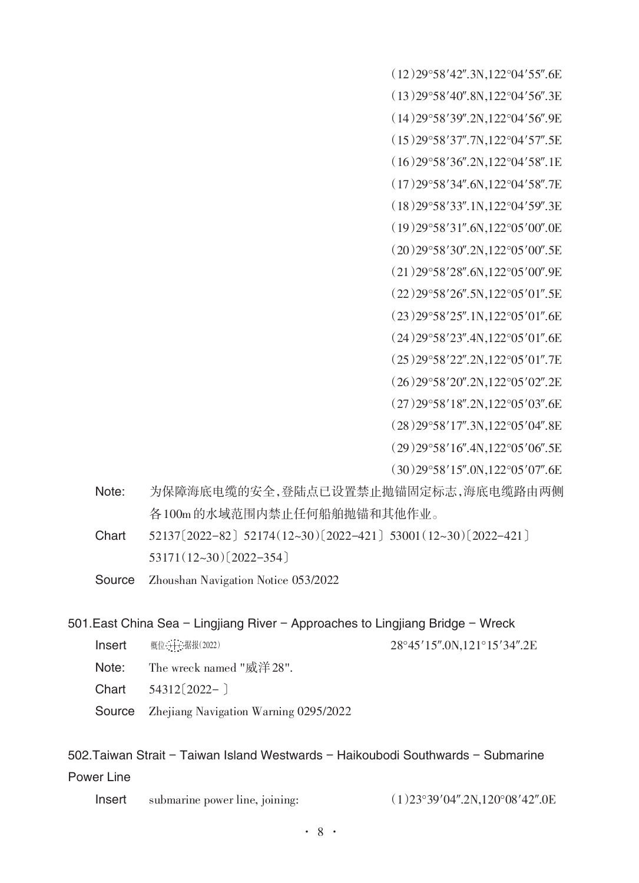(12)29°58′42″.3N,122°04′55″.6E
(13)29°58′40″.8N,122°04′56″.3E
(14)29°58′39″.2N,122°04′56″.9E
(15)29°58′37″.7N,122°04′57″.5E
(16)29°58′36″.2N,122°04′58″.1E
(17)29°58′34″.6N,122°04′58″.7E
(18)29°58′33″.1N,122°04′59″.3E
(19)29°58′31″.6N,122°05′00″.0E
(20)29°58′30″.2N,122°05′00″.5E
(21)29°58′28″.6N,122°05′00″.9E
(22)29°58′26″.5N,122°05′01″.5E
(23)29°58′25″.1N,122°05′01″.6E
(24)29°58′23″.4N,122°05′01″.6E
(25)29°58′22″.2N,122°05′01″.7E
(26)29°58′20″.2N,122°05′02″.2E
(27)29°58′18″.2N,122°05′03″.6E
(28)29°58′17″.3N,122°05′04″.8E
(29)29°58′16″.4N,122°05′06″.5E
(30)29°58′15″.0N,122°05′07″.6E

Note: 为保障海底电缆的安全,登陆点已设置禁止抛锚固定标志,海底电缆路由两侧各100m的水域范围内禁止任何船舶抛锚和其他作业。

Chart 52137〔2022-82〕 52174(12~30)〔2022-421〕 53001(12~30)〔2022-421〕 53171(12~30)〔2022-354〕

Source Zhoushan Navigation Notice 053/2022

## 501.East China Sea – Lingjiang River – Approaches to Lingjiang Bridge – Wreck

Insert 概位 据报(2022) 28°45′15″.0N,121°15′34″.2E

Note: The wreck named "威洋28".

Chart 54312〔2022- 〕

Source Zhejiang Navigation Warning 0295/2022

## 502.Taiwan Strait – Taiwan Island Westwards – Haikoubodi Southwards – Submarine Power Line

Insert submarine power line, joining: (1)23°39′04″.2N,120°08′42″.0E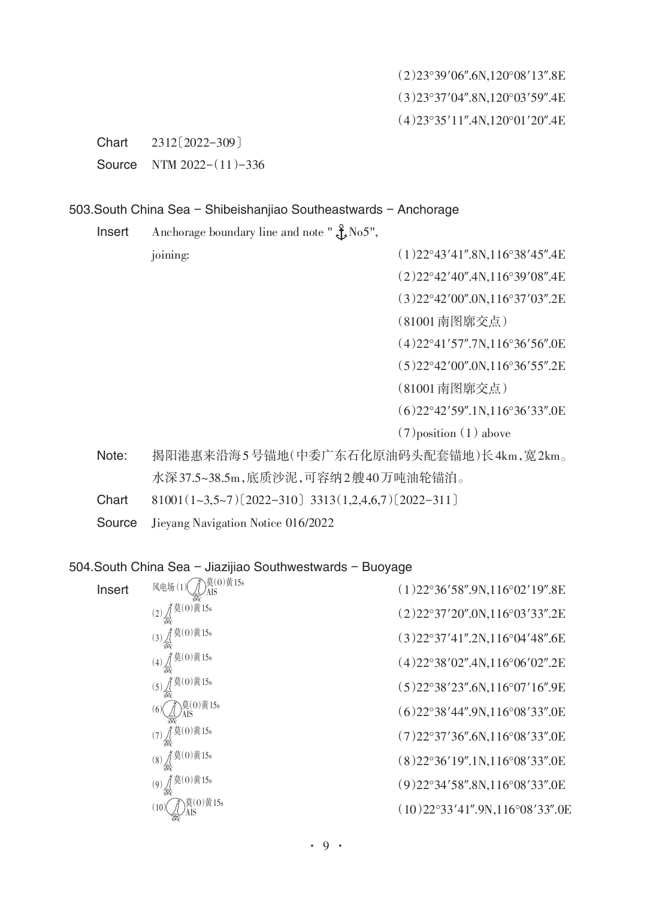(2)23°39′06″.6N,120°08′13″.8E

(3)23°37′04″.8N,120°03′59″.4E

(4)23°35′11″.4N,120°01′20″.4E

Chart 2312〔2022-309〕

Source NTM 2022-(11)-336

## 503.South China Sea – Shibeishanjiao Southeastwards – Anchorage

Insert Anchorage boundary line and note " ⚓No5", joining:

(1)22°43′41″.8N,116°38′45″.4E

(2)22°42′40″.4N,116°39′08″.4E

(3)22°42′00″.0N,116°37′03″.2E

(81001南图廓交点)

(4)22°41′57″.7N,116°36′56″.0E

(5)22°42′00″.0N,116°36′55″.2E

(81001南图廓交点)

(6)22°42′59″.1N,116°36′33″.0E

(7)position (1) above

Note: 揭阳港惠来沿海5号锚地(中委广东石化原油码头配套锚地)长4km,宽2km。水深37.5~38.5m,底质沙泥,可容纳2艘40万吨油轮锚泊。

Chart 81001(1~3,5~7)〔2022-310〕 3313(1,2,4,6,7)〔2022-311〕

Source Jieyang Navigation Notice 016/2022

## 504.South China Sea – Jiazijiao Southwestwards – Buoyage

Insert

| Buoy | Position |
|---|---|
| 风电场 (1) 莫(0)黄15s AIS 黄 | (1)22°36′58″.9N,116°02′19″.8E |
| (2) 莫(0)黄15s 黄 | (2)22°37′20″.0N,116°03′33″.2E |
| (3) 莫(0)黄15s 黄 | (3)22°37′41″.2N,116°04′48″.6E |
| (4) 莫(0)黄15s 黄 | (4)22°38′02″.4N,116°06′02″.2E |
| (5) 莫(0)黄15s 黄 | (5)22°38′23″.6N,116°07′16″.9E |
| (6) 莫(0)黄15s AIS 黄 | (6)22°38′44″.9N,116°08′33″.0E |
| (7) 莫(0)黄15s 黄 | (7)22°37′36″.6N,116°08′33″.0E |
| (8) 莫(0)黄15s 黄 | (8)22°36′19″.1N,116°08′33″.0E |
| (9) 莫(0)黄15s 黄 | (9)22°34′58″.8N,116°08′33″.0E |
| (10) 莫(0)黄15s AIS 黄 | (10)22°33′41″.9N,116°08′33″.0E |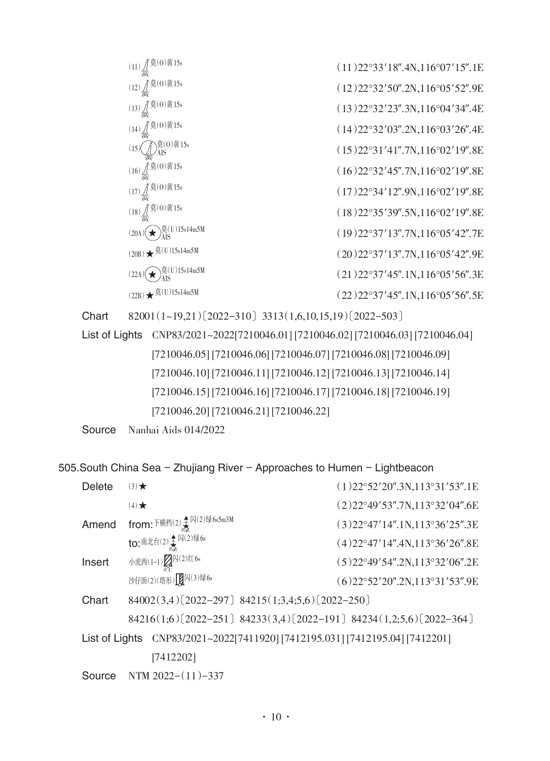| | |
|---|---|
| (11) 莫(0)黄15s 黄 | (11)22°33′18″.4N,116°07′15″.1E |
| (12) 莫(0)黄15s 黄 | (12)22°32′50″.2N,116°05′52″.9E |
| (13) 莫(0)黄15s 黄 | (13)22°32′23″.3N,116°04′34″.4E |
| (14) 莫(0)黄15s 黄 | (14)22°32′03″.2N,116°03′26″.4E |
| (15) 莫(0)黄15s AIS 黄 | (15)22°31′41″.7N,116°02′19″.8E |
| (16) 莫(0)黄15s 黄 | (16)22°32′45″.7N,116°02′19″.8E |
| (17) 莫(0)黄15s 黄 | (17)22°34′12″.9N,116°02′19″.8E |
| (18) 莫(0)黄15s 黄 | (18)22°35′39″.5N,116°02′19″.8E |
| (20A) ★ 莫(U)15s14m5M AIS | (19)22°37′13″.7N,116°05′42″.7E |
| (20B) ★ 莫(U)15s14m5M | (20)22°37′13″.7N,116°05′42″.9E |
| (22A) ★ 莫(U)15s14m5M AIS | (21)22°37′45″.1N,116°05′56″.3E |
| (22B) ★ 莫(U)15s14m5M | (22)22°37′45″.1N,116°05′56″.5E |

Chart 82001(1~19,21)〔2022-310〕 3313(1,6,10,15,19)〔2022-503〕

List of Lights CNP83/2021~2022[7210046.01] [7210046.02] [7210046.03] [7210046.04] [7210046.05] [7210046.06] [7210046.07] [7210046.08] [7210046.09] [7210046.10] [7210046.11] [7210046.12] [7210046.13] [7210046.14] [7210046.15] [7210046.16] [7210046.17] [7210046.18] [7210046.19] [7210046.20] [7210046.21] [7210046.22]

Source Nanhai Aids 014/2022

## 505.South China Sea – Zhujiang River – Approaches to Humen – Lightbeacon

| | | |
|---|---|---|
| Delete | (3) ★ | (1)22°52′20″.3N,113°31′53″.1E |
| | (4) ★ | (2)22°49′53″.7N,113°32′04″.6E |
| Amend | from: 下横档(2) 闪(2)绿6s5m3M 绿 | (3)22°47′14″.1N,113°36′25″.3E |
| | to: 南北台(2) 闪(2)绿6s 绿 | (4)22°47′14″.4N,113°36′26″.8E |
| Insert | 小虎西(1-1) 闪(2)红6s 红 | (5)22°49′54″.2N,113°32′06″.2E |
| | 沙仔沥(2)(塔形) 闪(3)绿6s | (6)22°52′20″.2N,113°31′53″.9E |

Chart 84002(3,4)〔2022-297〕 84215(1;3,4;5,6)〔2022-250〕 84216(1;6)〔2022-251〕 84233(3,4)〔2022-191〕 84234(1,2;5,6)〔2022-364〕

List of Lights CNP83/2021~2022[7411920] [7412195.031] [7412195.04] [7412201] [7412202]

Source NTM 2022-(11)-337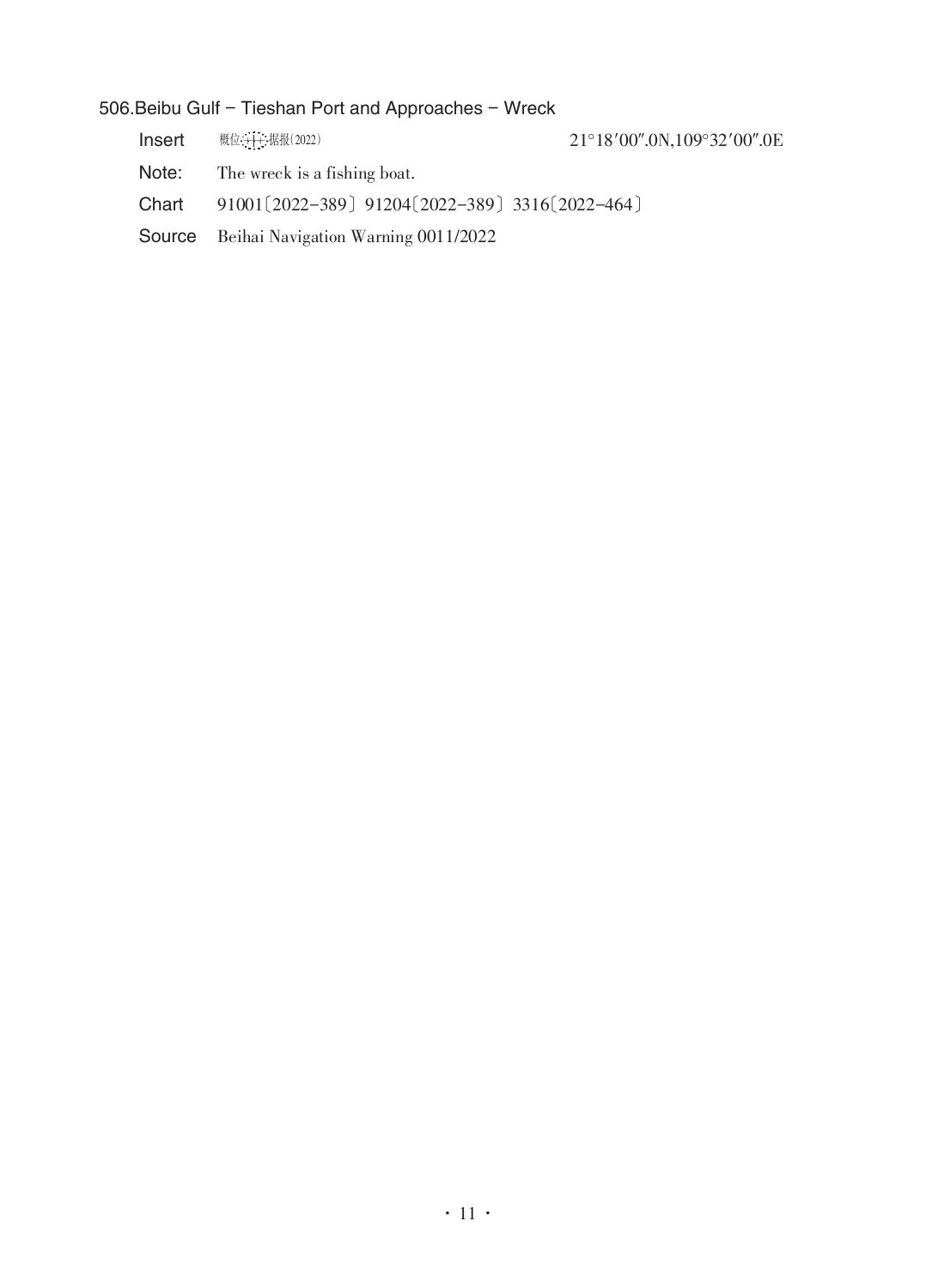### 506.Beibu Gulf – Tieshan Port and Approaches – Wreck

Insert 概位 ⁺╪⁺ 据报(2022) 21°18′00″.0N,109°32′00″.0E

Note: The wreck is a fishing boat.

Chart 91001〔2022–389〕91204〔2022–389〕3316〔2022–464〕

Source Beihai Navigation Warning 0011/2022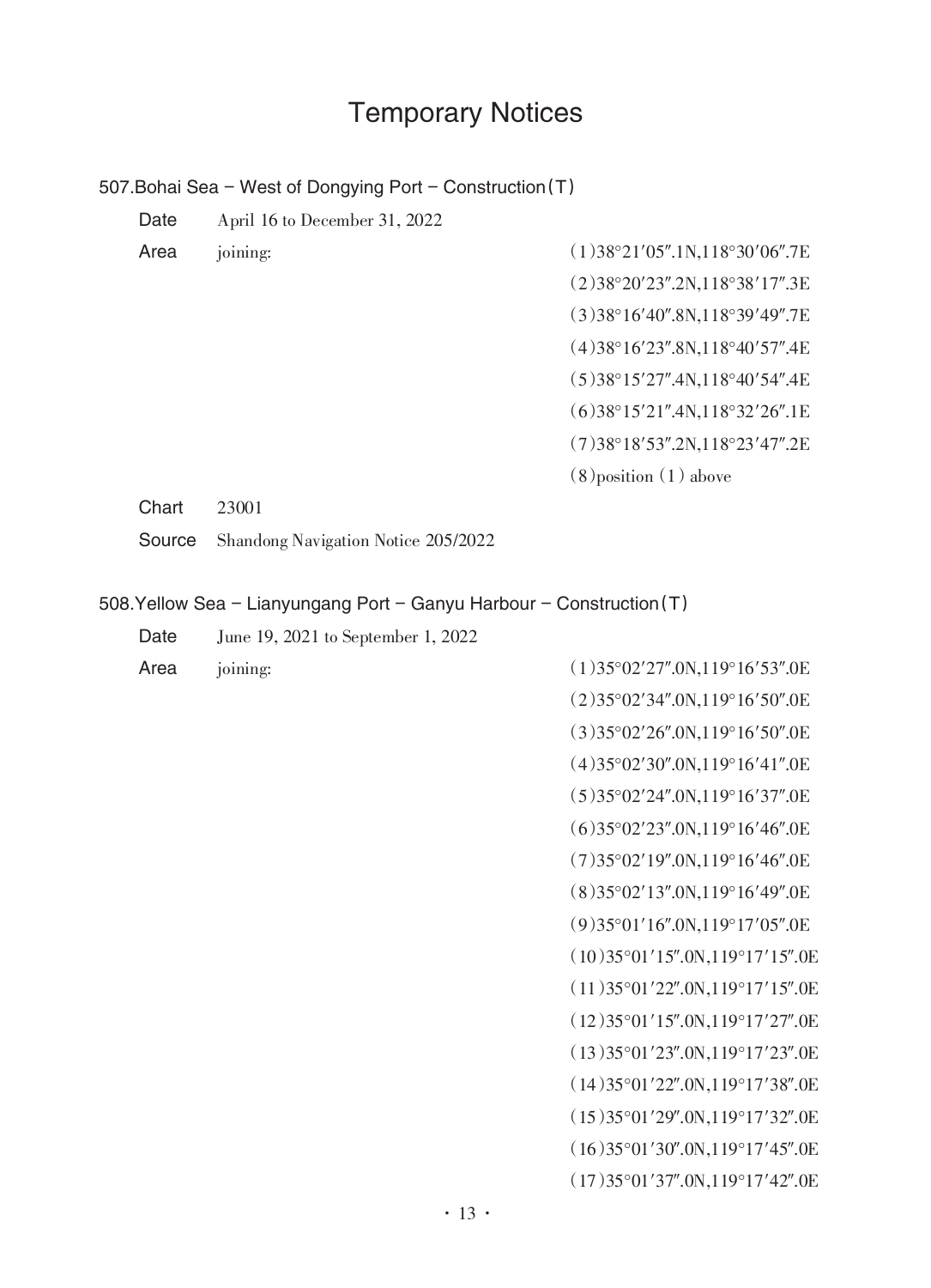# Temporary Notices

## 507.Bohai Sea – West of Dongying Port – Construction(T)

**Date** April 16 to December 31, 2022

**Area** joining:

(1)38°21′05″.1N,118°30′06″.7E
(2)38°20′23″.2N,118°38′17″.3E
(3)38°16′40″.8N,118°39′49″.7E
(4)38°16′23″.8N,118°40′57″.4E
(5)38°15′27″.4N,118°40′54″.4E
(6)38°15′21″.4N,118°32′26″.1E
(7)38°18′53″.2N,118°23′47″.2E
(8)position (1) above

**Chart** 23001

**Source** Shandong Navigation Notice 205/2022

## 508.Yellow Sea – Lianyungang Port – Ganyu Harbour – Construction(T)

**Date** June 19, 2021 to September 1, 2022

**Area** joining:

(1)35°02′27″.0N,119°16′53″.0E
(2)35°02′34″.0N,119°16′50″.0E
(3)35°02′26″.0N,119°16′50″.0E
(4)35°02′30″.0N,119°16′41″.0E
(5)35°02′24″.0N,119°16′37″.0E
(6)35°02′23″.0N,119°16′46″.0E
(7)35°02′19″.0N,119°16′46″.0E
(8)35°02′13″.0N,119°16′49″.0E
(9)35°01′16″.0N,119°17′05″.0E
(10)35°01′15″.0N,119°17′15″.0E
(11)35°01′22″.0N,119°17′15″.0E
(12)35°01′15″.0N,119°17′27″.0E
(13)35°01′23″.0N,119°17′23″.0E
(14)35°01′22″.0N,119°17′38″.0E
(15)35°01′29″.0N,119°17′32″.0E
(16)35°01′30″.0N,119°17′45″.0E
(17)35°01′37″.0N,119°17′42″.0E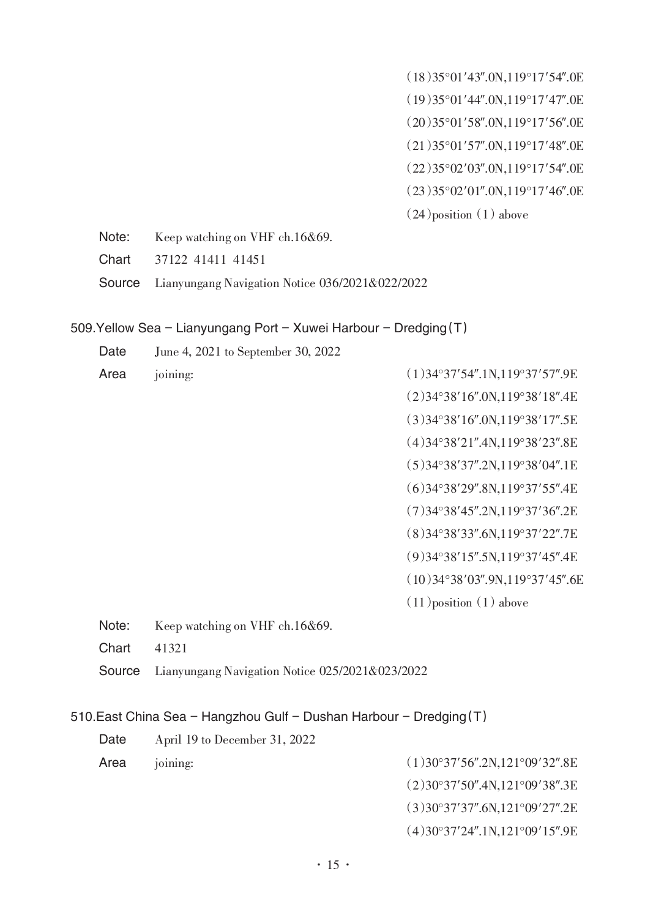(18)35°01′43″.0N,119°17′54″.0E
(19)35°01′44″.0N,119°17′47″.0E
(20)35°01′58″.0N,119°17′56″.0E
(21)35°01′57″.0N,119°17′48″.0E
(22)35°02′03″.0N,119°17′54″.0E
(23)35°02′01″.0N,119°17′46″.0E
(24)position (1) above

Note: Keep watching on VHF ch.16&69.

Chart 37122 41411 41451

Source Lianyungang Navigation Notice 036/2021&022/2022

### 509.Yellow Sea – Lianyungang Port – Xuwei Harbour – Dredging(T)

Date June 4, 2021 to September 30, 2022

Area joining:

(1)34°37′54″.1N,119°37′57″.9E
(2)34°38′16″.0N,119°38′18″.4E
(3)34°38′16″.0N,119°38′17″.5E
(4)34°38′21″.4N,119°38′23″.8E
(5)34°38′37″.2N,119°38′04″.1E
(6)34°38′29″.8N,119°37′55″.4E
(7)34°38′45″.2N,119°37′36″.2E
(8)34°38′33″.6N,119°37′22″.7E
(9)34°38′15″.5N,119°37′45″.4E
(10)34°38′03″.9N,119°37′45″.6E
(11)position (1) above

Note: Keep watching on VHF ch.16&69.

Chart 41321

Source Lianyungang Navigation Notice 025/2021&023/2022

### 510.East China Sea – Hangzhou Gulf – Dushan Harbour – Dredging(T)

Date April 19 to December 31, 2022

Area joining:

(1)30°37′56″.2N,121°09′32″.8E
(2)30°37′50″.4N,121°09′38″.3E
(3)30°37′37″.6N,121°09′27″.2E
(4)30°37′24″.1N,121°09′15″.9E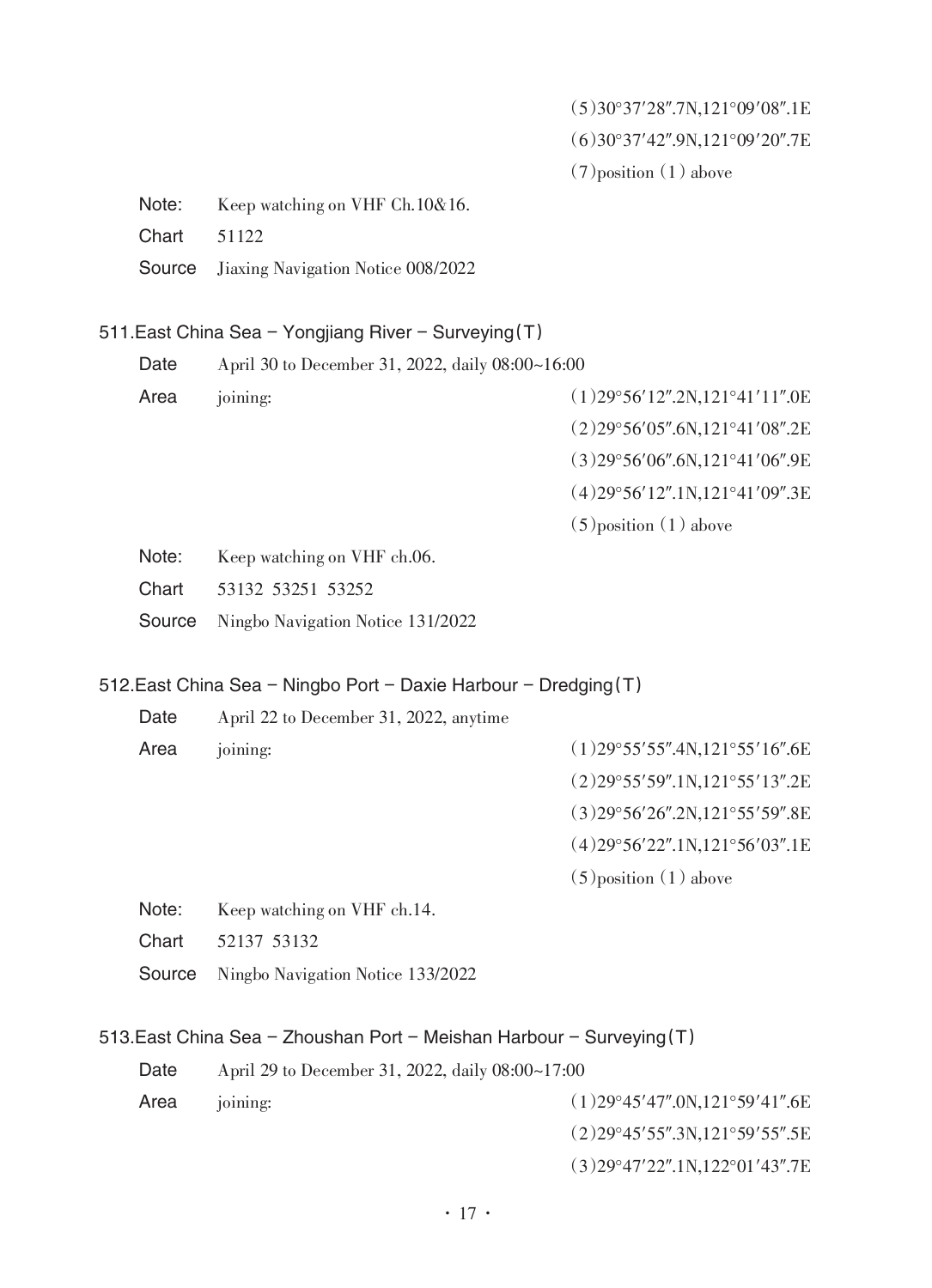(5)30°37′28″.7N,121°09′08″.1E

(6)30°37′42″.9N,121°09′20″.7E

(7)position (1) above

**Note:** Keep watching on VHF Ch.10&16.

**Chart** 51122

**Source** Jiaxing Navigation Notice 008/2022

### 511.East China Sea – Yongjiang River – Surveying(T)

**Date** April 30 to December 31, 2022, daily 08:00~16:00

**Area** joining:

(1)29°56′12″.2N,121°41′11″.0E

(2)29°56′05″.6N,121°41′08″.2E

(3)29°56′06″.6N,121°41′06″.9E

(4)29°56′12″.1N,121°41′09″.3E

(5)position (1) above

**Note:** Keep watching on VHF ch.06.

**Chart** 53132 53251 53252

**Source** Ningbo Navigation Notice 131/2022

### 512.East China Sea – Ningbo Port – Daxie Harbour – Dredging(T)

**Date** April 22 to December 31, 2022, anytime

**Area** joining:

(1)29°55′55″.4N,121°55′16″.6E

(2)29°55′59″.1N,121°55′13″.2E

(3)29°56′26″.2N,121°55′59″.8E

(4)29°56′22″.1N,121°56′03″.1E

(5)position (1) above

**Note:** Keep watching on VHF ch.14.

**Chart** 52137 53132

**Source** Ningbo Navigation Notice 133/2022

### 513.East China Sea – Zhoushan Port – Meishan Harbour – Surveying(T)

**Date** April 29 to December 31, 2022, daily 08:00~17:00

**Area** joining:

(1)29°45′47″.0N,121°59′41″.6E

(2)29°45′55″.3N,121°59′55″.5E

(3)29°47′22″.1N,122°01′43″.7E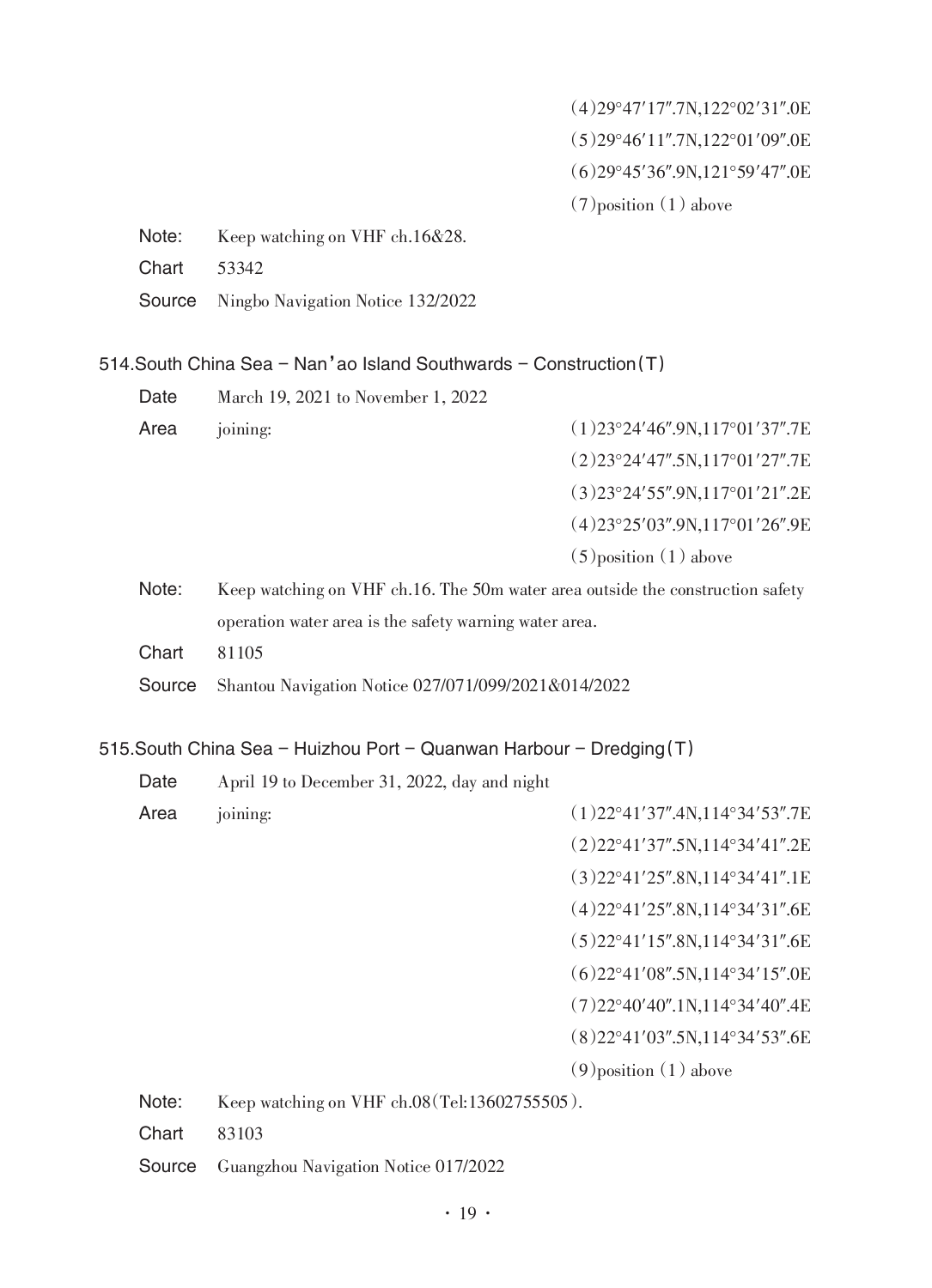(4)29°47′17″.7N,122°02′31″.0E

(5)29°46′11″.7N,122°01′09″.0E

(6)29°45′36″.9N,121°59′47″.0E

(7)position (1) above

**Note:** Keep watching on VHF ch.16&28.

**Chart** 53342

**Source** Ningbo Navigation Notice 132/2022

### 514.South China Sea – Nan'ao Island Southwards – Construction(T)

**Date** March 19, 2021 to November 1, 2022

**Area** joining:

(1)23°24′46″.9N,117°01′37″.7E

(2)23°24′47″.5N,117°01′27″.7E

(3)23°24′55″.9N,117°01′21″.2E

(4)23°25′03″.9N,117°01′26″.9E

(5)position (1) above

**Note:** Keep watching on VHF ch.16. The 50m water area outside the construction safety operation water area is the safety warning water area.

**Chart** 81105

**Source** Shantou Navigation Notice 027/071/099/2021&014/2022

### 515.South China Sea – Huizhou Port – Quanwan Harbour – Dredging(T)

**Date** April 19 to December 31, 2022, day and night

**Area** joining:

(1)22°41′37″.4N,114°34′53″.7E

(2)22°41′37″.5N,114°34′41″.2E

(3)22°41′25″.8N,114°34′41″.1E

(4)22°41′25″.8N,114°34′31″.6E

(5)22°41′15″.8N,114°34′31″.6E

(6)22°41′08″.5N,114°34′15″.0E

(7)22°40′40″.1N,114°34′40″.4E

(8)22°41′03″.5N,114°34′53″.6E

(9)position (1) above

**Note:** Keep watching on VHF ch.08(Tel:13602755505).

**Chart** 83103

**Source** Guangzhou Navigation Notice 017/2022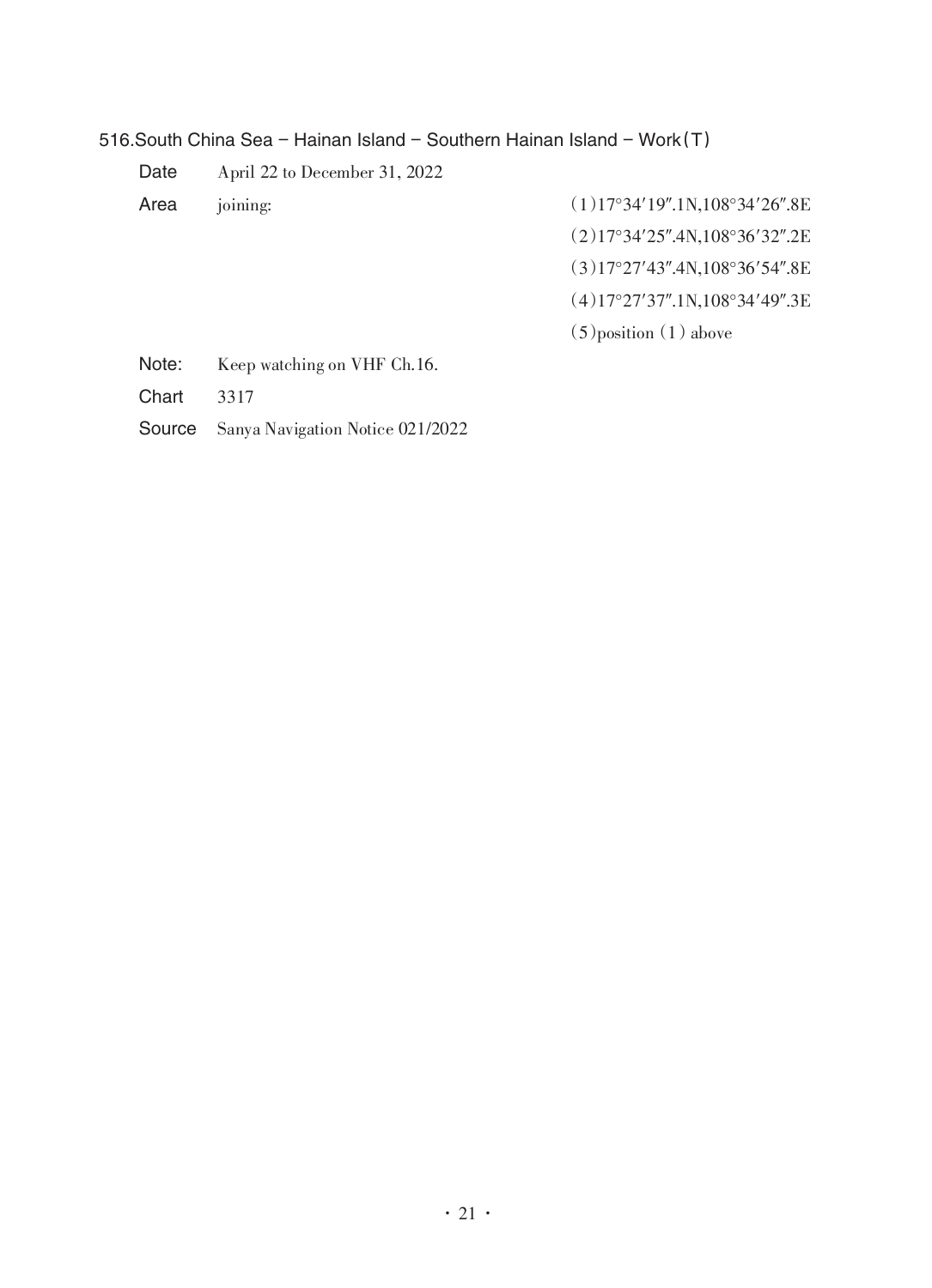### 516.South China Sea – Hainan Island – Southern Hainan Island – Work(T)

**Date** April 22 to December 31, 2022

**Area** joining:

(1)17°34′19″.1N,108°34′26″.8E
(2)17°34′25″.4N,108°36′32″.2E
(3)17°27′43″.4N,108°36′54″.8E
(4)17°27′37″.1N,108°34′49″.3E
(5)position (1) above

**Note:** Keep watching on VHF Ch.16.

**Chart** 3317

**Source** Sanya Navigation Notice 021/2022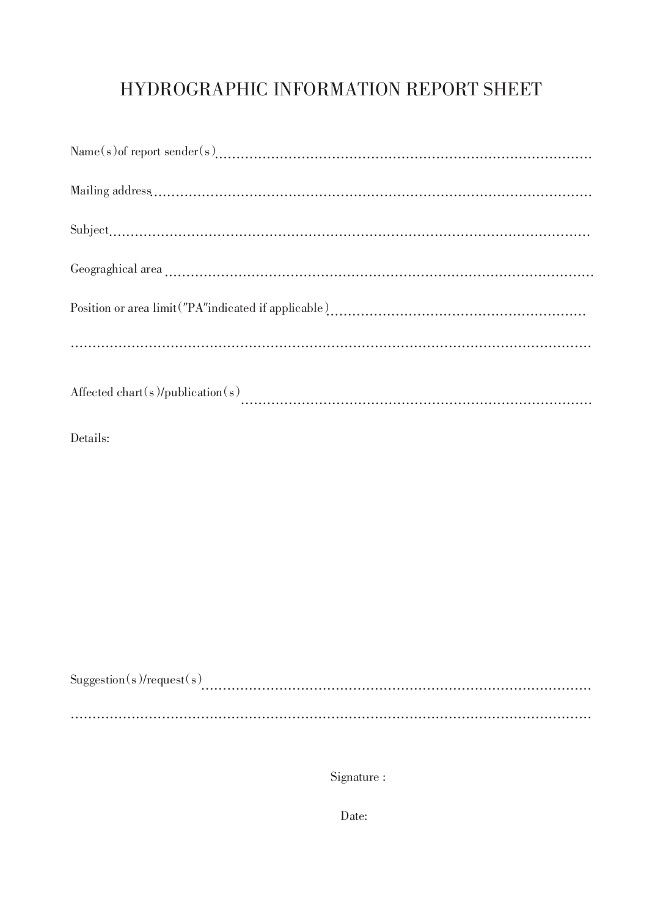# HYDROGRAPHIC INFORMATION REPORT SHEET

Name(s)of report sender(s)..............................................................................................

Mailing address..............................................................................................

Subject..............................................................................................

Geograghical area ..............................................................................................

Position or area limit("PA"indicated if applicable)..............................................................

..............................................................................................

Affected chart(s)/publication(s) ..............................................................................

Details:

Suggestion(s)/request(s)..............................................................................................

..............................................................................................

Signature :

Date: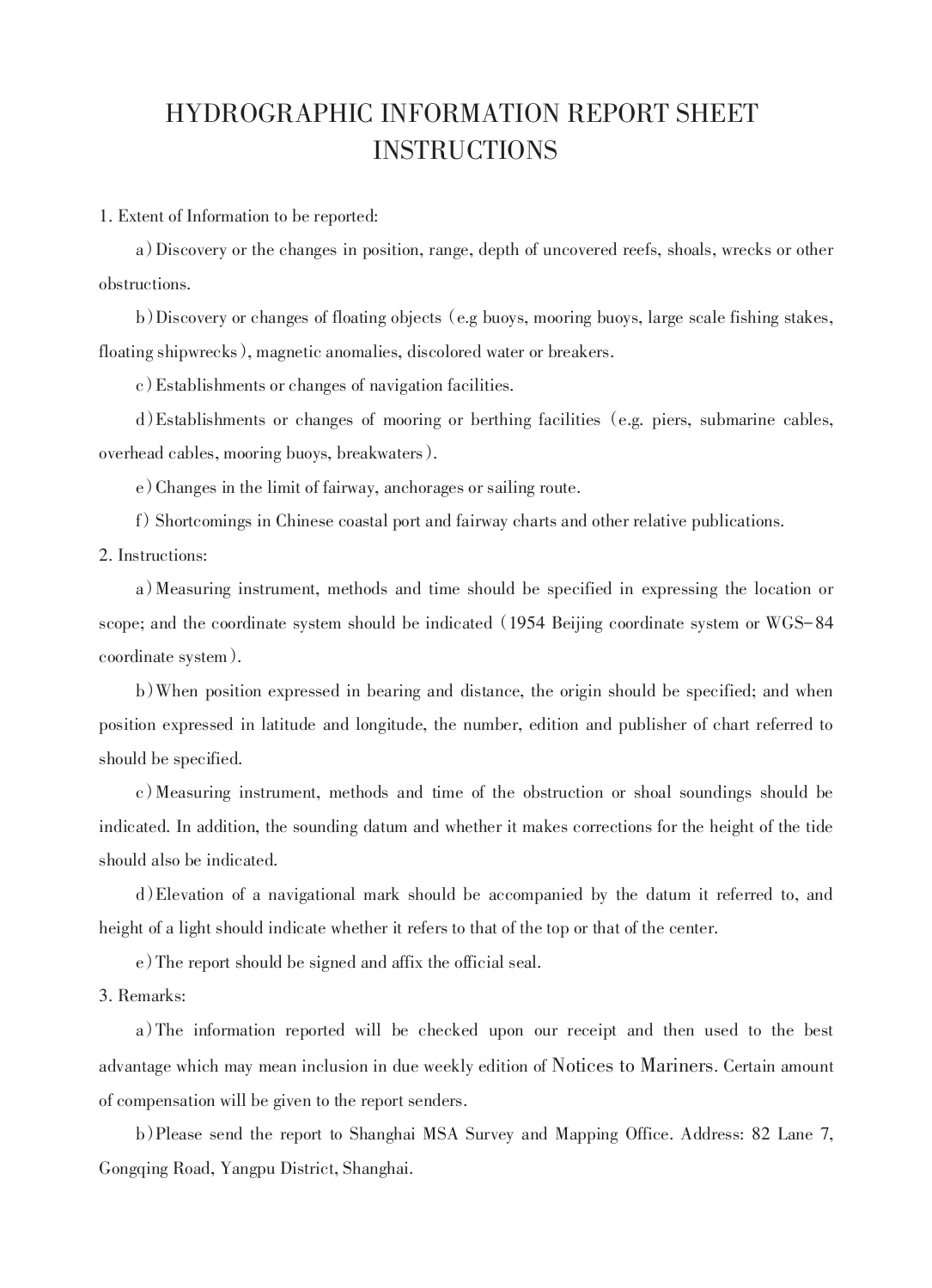# HYDROGRAPHIC INFORMATION REPORT SHEET INSTRUCTIONS

1. Extent of Information to be reported:

   a) Discovery or the changes in position, range, depth of uncovered reefs, shoals, wrecks or other obstructions.

   b) Discovery or changes of floating objects (e.g buoys, mooring buoys, large scale fishing stakes, floating shipwrecks), magnetic anomalies, discolored water or breakers.

   c) Establishments or changes of navigation facilities.

   d) Establishments or changes of mooring or berthing facilities (e.g. piers, submarine cables, overhead cables, mooring buoys, breakwaters).

   e) Changes in the limit of fairway, anchorages or sailing route.

   f) Shortcomings in Chinese coastal port and fairway charts and other relative publications.

2. Instructions:

   a) Measuring instrument, methods and time should be specified in expressing the location or scope; and the coordinate system should be indicated (1954 Beijing coordinate system or WGS-84 coordinate system).

   b) When position expressed in bearing and distance, the origin should be specified; and when position expressed in latitude and longitude, the number, edition and publisher of chart referred to should be specified.

   c) Measuring instrument, methods and time of the obstruction or shoal soundings should be indicated. In addition, the sounding datum and whether it makes corrections for the height of the tide should also be indicated.

   d) Elevation of a navigational mark should be accompanied by the datum it referred to, and height of a light should indicate whether it refers to that of the top or that of the center.

   e) The report should be signed and affix the official seal.

3. Remarks:

   a) The information reported will be checked upon our receipt and then used to the best advantage which may mean inclusion in due weekly edition of Notices to Mariners. Certain amount of compensation will be given to the report senders.

   b) Please send the report to Shanghai MSA Survey and Mapping Office. Address: 82 Lane 7, Gongqing Road, Yangpu District, Shanghai.